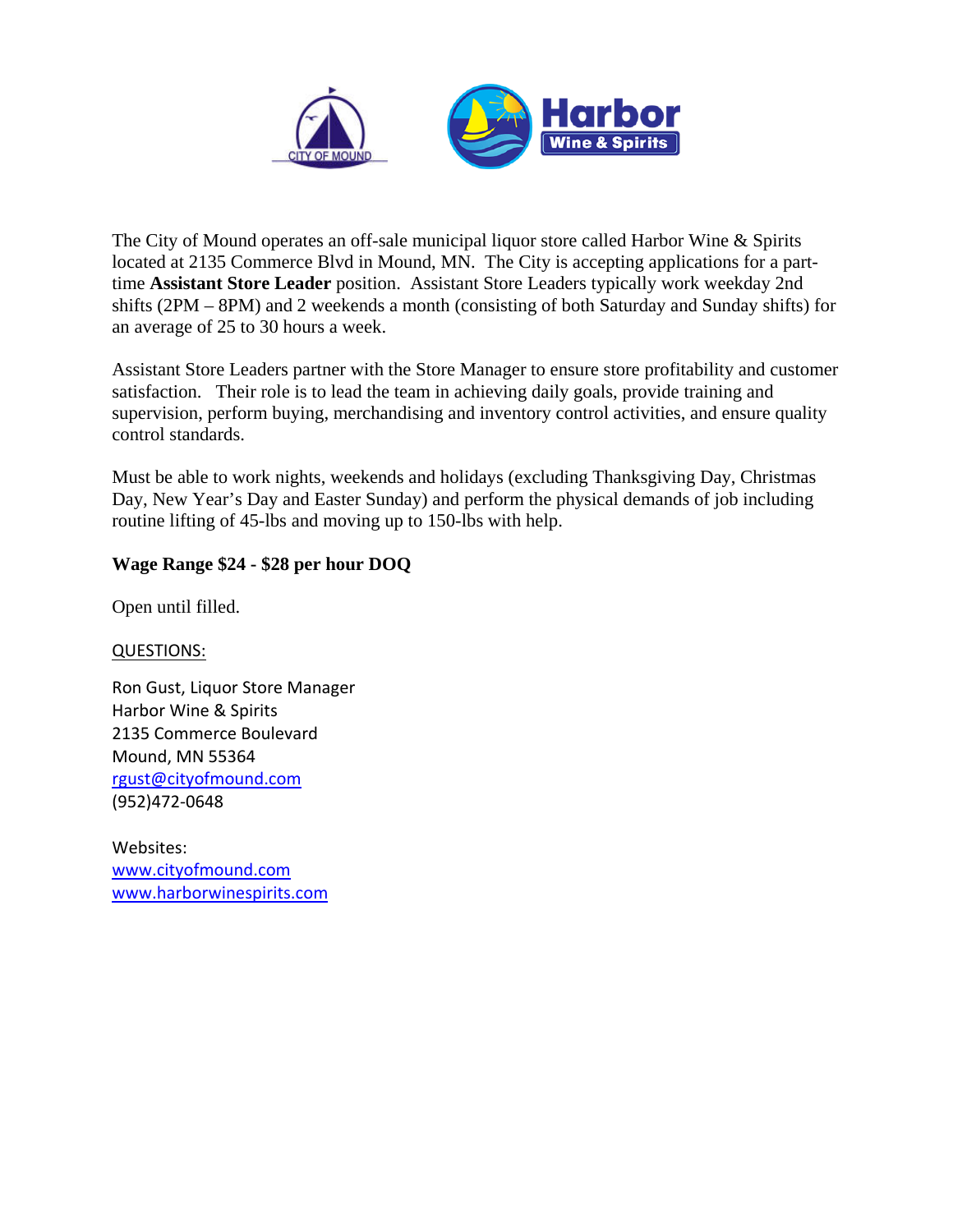The City of Mound operates an off-sale municipal liquor store called Harbor Wine & Spirits located at 2135 Commerce Blvd in Mound, MN. The City is accepting applications for a part-time **Assistant Store Leader** position. Assistant Store Leaders typically work weekday 2nd shifts (2PM – 8PM) and 2 weekends a month (consisting of both Saturday and Sunday shifts) for an average of 25 to 30 hours a week.

Assistant Store Leaders partner with the Store Manager to ensure store profitability and customer satisfaction. Their role is to lead the team in achieving daily goals, provide training and supervision, perform buying, merchandising and inventory control activities, and ensure quality control standards.

Must be able to work nights, weekends and holidays (excluding Thanksgiving Day, Christmas Day, New Year's Day and Easter Sunday) and perform the physical demands of job including routine lifting of 45-lbs and moving up to 150-lbs with help.

**Wage Range $24 - $28 per hour DOQ**

Open until filled.

QUESTIONS:

Ron Gust, Liquor Store Manager
Harbor Wine & Spirits
2135 Commerce Boulevard
Mound, MN 55364
rgust@cityofmound.com
(952)472-0648

Websites:
www.cityofmound.com
www.harborwinespirits.com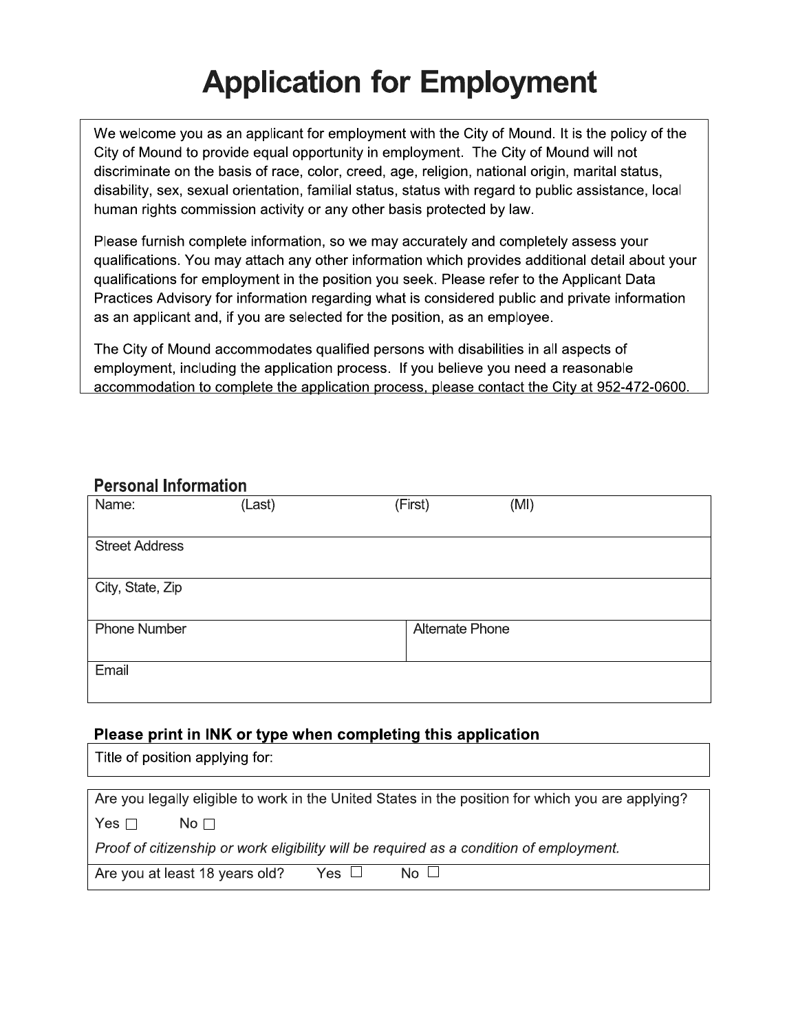# Application for Employment

We welcome you as an applicant for employment with the City of Mound. It is the policy of the City of Mound to provide equal opportunity in employment. The City of Mound will not discriminate on the basis of race, color, creed, age, religion, national origin, marital status, disability, sex, sexual orientation, familial status, status with regard to public assistance, local human rights commission activity or any other basis protected by law.

Please furnish complete information, so we may accurately and completely assess your qualifications. You may attach any other information which provides additional detail about your qualifications for employment in the position you seek. Please refer to the Applicant Data Practices Advisory for information regarding what is considered public and private information as an applicant and, if you are selected for the position, as an employee.

The City of Mound accommodates qualified persons with disabilities in all aspects of employment, including the application process. If you believe you need a reasonable accommodation to complete the application process, please contact the City at 952-472-0600.

## Personal Information

| Name: (Last) (First) (MI) | |
|---|---|
| Street Address | |
| City, State, Zip | |
| Phone Number | Alternate Phone |
| Email | |

### Please print in INK or type when completing this application

| Title of position applying for: |
|---|

Are you legally eligible to work in the United States in the position for which you are applying?

Yes ☐ No ☐

*Proof of citizenship or work eligibility will be required as a condition of employment.*

Are you at least 18 years old? Yes ☐ No ☐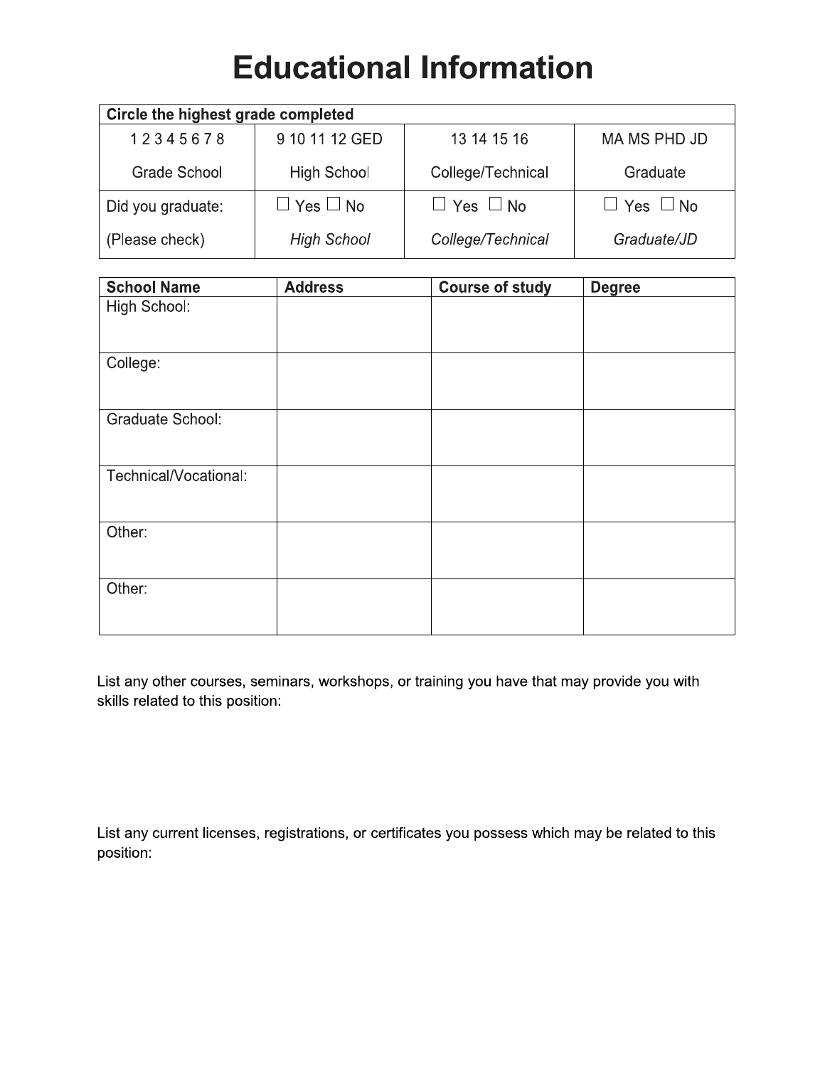# Educational Information

| Circle the highest grade completed | | | |
|---|---|---|---|
| 1 2 3 4 5 6 7 8<br>Grade School | 9 10 11 12 GED<br>High School | 13 14 15 16<br>College/Technical | MA MS PHD JD<br>Graduate |
| Did you graduate:<br>(Please check) | ☐ Yes ☐ No<br>*High School* | ☐ Yes ☐ No<br>*College/Technical* | ☐ Yes ☐ No<br>*Graduate/JD* |

| School Name | Address | Course of study | Degree |
|---|---|---|---|
| High School: | | | |
| College: | | | |
| Graduate School: | | | |
| Technical/Vocational: | | | |
| Other: | | | |
| Other: | | | |

List any other courses, seminars, workshops, or training you have that may provide you with skills related to this position:

List any current licenses, registrations, or certificates you possess which may be related to this position: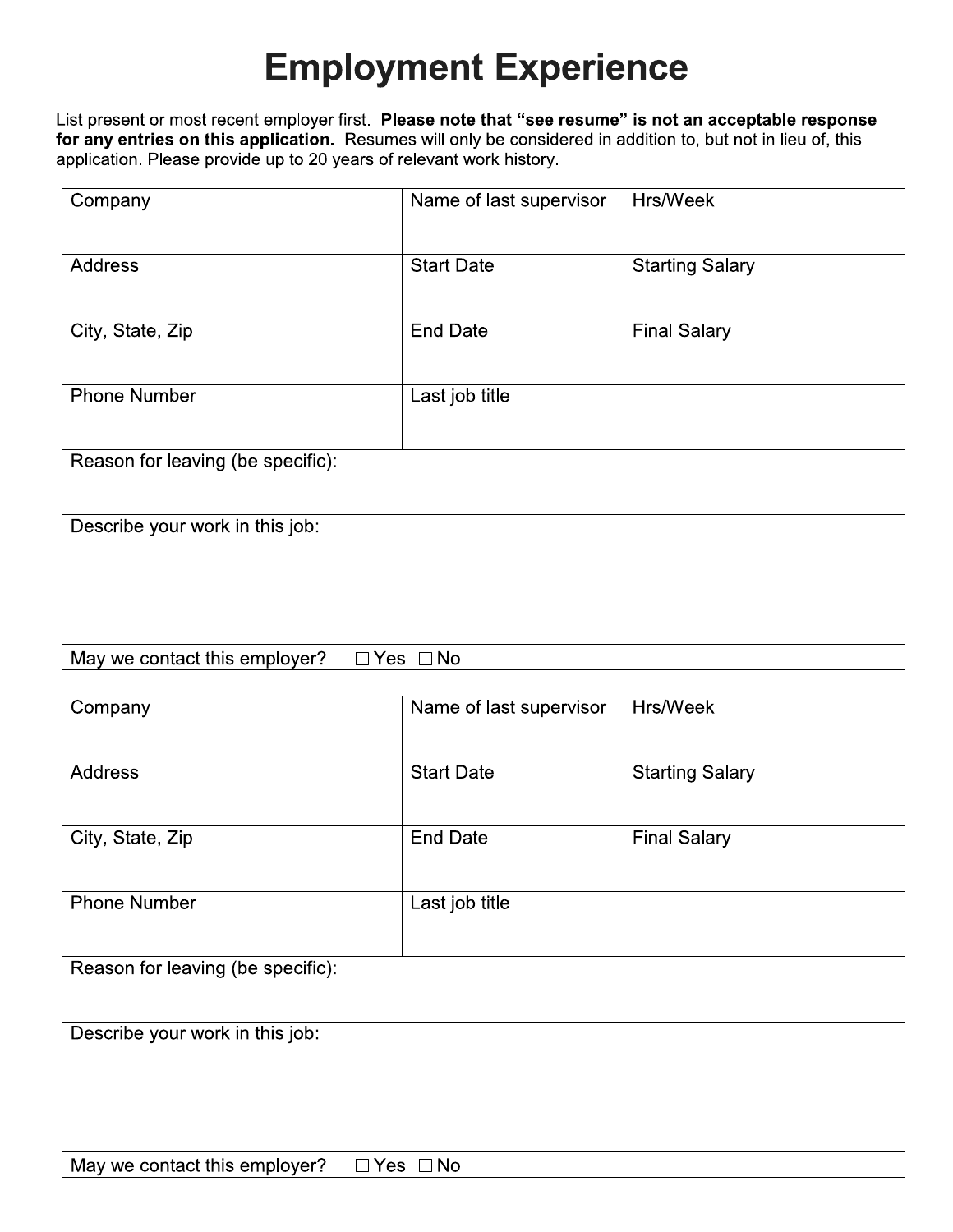# Employment Experience

List present or most recent employer first. **Please note that "see resume" is not an acceptable response for any entries on this application.** Resumes will only be considered in addition to, but not in lieu of, this application. Please provide up to 20 years of relevant work history.

| Company | Name of last supervisor | Hrs/Week |
|---|---|---|
| Address | Start Date | Starting Salary |
| City, State, Zip | End Date | Final Salary |
| Phone Number | Last job title | |
| Reason for leaving (be specific): | | |
| Describe your work in this job: | | |
| May we contact this employer? ☐ Yes ☐ No | | |

| Company | Name of last supervisor | Hrs/Week |
|---|---|---|
| Address | Start Date | Starting Salary |
| City, State, Zip | End Date | Final Salary |
| Phone Number | Last job title | |
| Reason for leaving (be specific): | | |
| Describe your work in this job: | | |
| May we contact this employer? ☐ Yes ☐ No | | |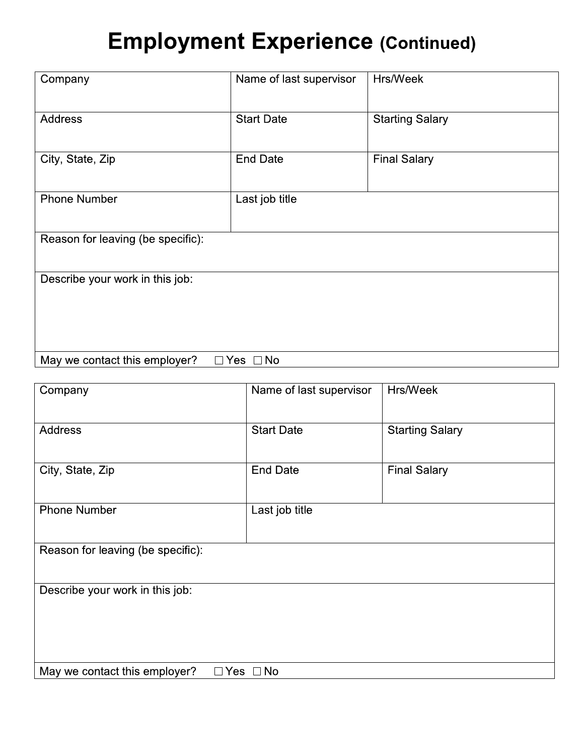# Employment Experience (Continued)

| Company | Name of last supervisor | Hrs/Week |
|---|---|---|
| Address | Start Date | Starting Salary |
| City, State, Zip | End Date | Final Salary |
| Phone Number | Last job title | |
| Reason for leaving (be specific): | | |
| Describe your work in this job: | | |
| May we contact this employer? ☐ Yes ☐ No | | |

| Company | Name of last supervisor | Hrs/Week |
|---|---|---|
| Address | Start Date | Starting Salary |
| City, State, Zip | End Date | Final Salary |
| Phone Number | Last job title | |
| Reason for leaving (be specific): | | |
| Describe your work in this job: | | |
| May we contact this employer? ☐ Yes ☐ No | | |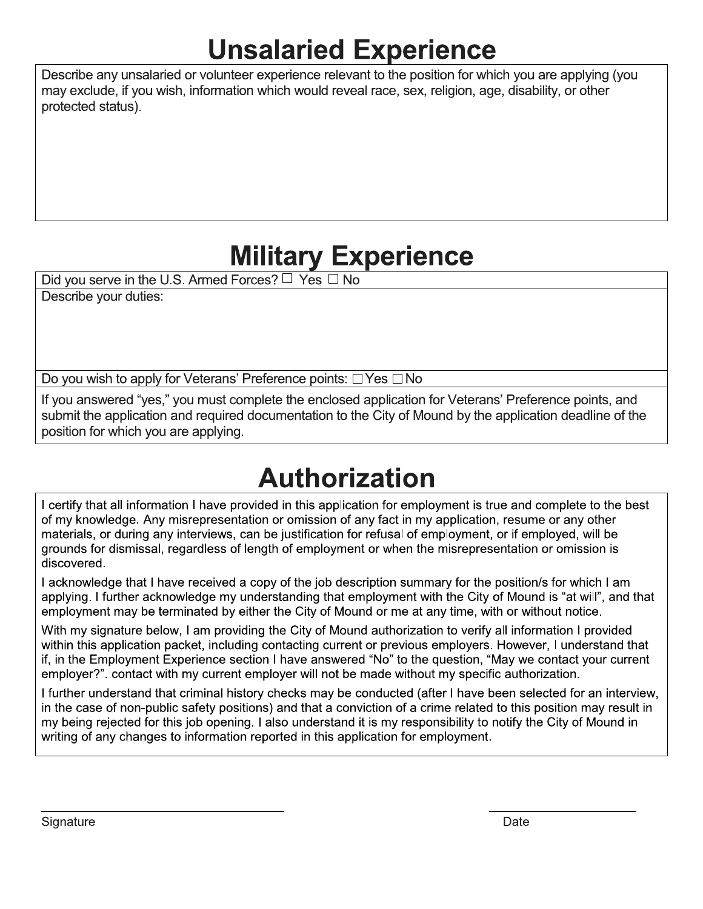# Unsalaried Experience

Describe any unsalaried or volunteer experience relevant to the position for which you are applying (you may exclude, if you wish, information which would reveal race, sex, religion, age, disability, or other protected status).

# Military Experience

Did you serve in the U.S. Armed Forces? ☐ Yes ☐ No

Describe your duties:

Do you wish to apply for Veterans' Preference points: ☐ Yes ☐ No

If you answered "yes," you must complete the enclosed application for Veterans' Preference points, and submit the application and required documentation to the City of Mound by the application deadline of the position for which you are applying.

# Authorization

I certify that all information I have provided in this application for employment is true and complete to the best of my knowledge. Any misrepresentation or omission of any fact in my application, resume or any other materials, or during any interviews, can be justification for refusal of employment, or if employed, will be grounds for dismissal, regardless of length of employment or when the misrepresentation or omission is discovered.

I acknowledge that I have received a copy of the job description summary for the position/s for which I am applying. I further acknowledge my understanding that employment with the City of Mound is "at will", and that employment may be terminated by either the City of Mound or me at any time, with or without notice.

With my signature below, I am providing the City of Mound authorization to verify all information I provided within this application packet, including contacting current or previous employers. However, I understand that if, in the Employment Experience section I have answered "No" to the question, "May we contact your current employer?". contact with my current employer will not be made without my specific authorization.

I further understand that criminal history checks may be conducted (after I have been selected for an interview, in the case of non-public safety positions) and that a conviction of a crime related to this position may result in my being rejected for this job opening. I also understand it is my responsibility to notify the City of Mound in writing of any changes to information reported in this application for employment.

Signature ______________________ Date ______________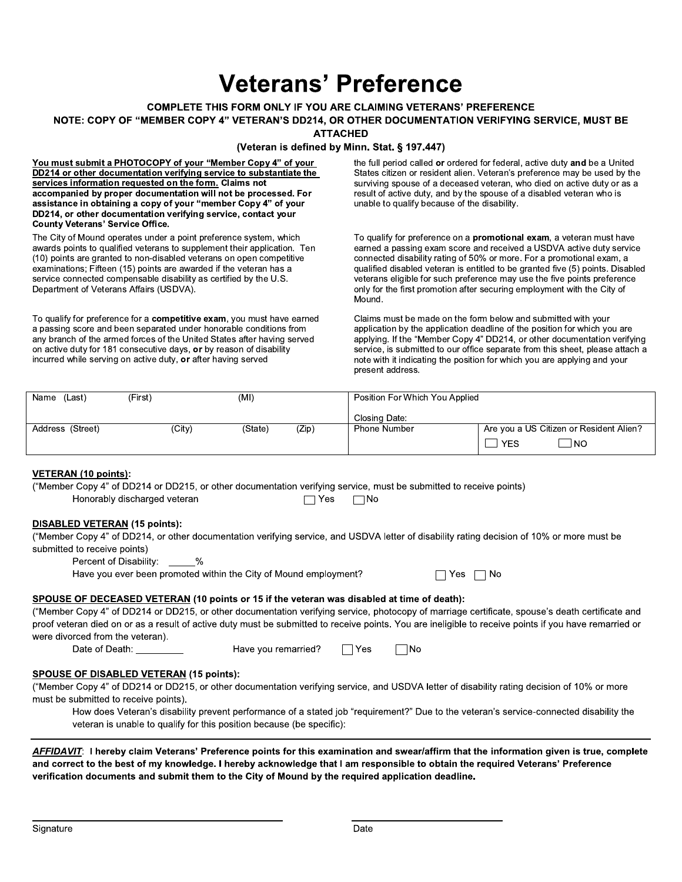# Veterans' Preference

**COMPLETE THIS FORM ONLY IF YOU ARE CLAIMING VETERANS' PREFERENCE**

**NOTE: COPY OF "MEMBER COPY 4" VETERAN'S DD214, OR OTHER DOCUMENTATION VERIFYING SERVICE, MUST BE ATTACHED**

**(Veteran is defined by Minn. Stat. § 197.447)**

**You must submit a PHOTOCOPY of your "Member Copy 4" of your DD214 or other documentation verifying service to substantiate the services information requested on the form. Claims not accompanied by proper documentation will not be processed. For assistance in obtaining a copy of your "member Copy 4" of your DD214, or other documentation verifying service, contact your County Veterans' Service Office.**

The City of Mound operates under a point preference system, which awards points to qualified veterans to supplement their application. Ten (10) points are granted to non-disabled veterans on open competitive examinations; Fifteen (15) points are awarded if the veteran has a service connected compensable disability as certified by the U.S. Department of Veterans Affairs (USDVA).

To qualify for preference for a **competitive exam**, you must have earned a passing score and been separated under honorable conditions from any branch of the armed forces of the United States after having served on active duty for 181 consecutive days, **or** by reason of disability incurred while serving on active duty, **or** after having served the full period called **or** ordered for federal, active duty **and** be a United States citizen or resident alien. Veteran's preference may be used by the surviving spouse of a deceased veteran, who died on active duty or as a result of active duty, and by the spouse of a disabled veteran who is unable to qualify because of the disability.

To qualify for preference on a **promotional exam**, a veteran must have earned a passing exam score and received a USDVA active duty service connected disability rating of 50% or more. For a promotional exam, a qualified disabled veteran is entitled to be granted five (5) points. Disabled veterans eligible for such preference may use the five points preference only for the first promotion after securing employment with the City of Mound.

Claims must be made on the form below and submitted with your application by the application deadline of the position for which you are applying. If the "Member Copy 4" DD214, or other documentation verifying service, is submitted to our office separate from this sheet, please attach a note with it indicating the position for which you are applying and your present address.

| Name (Last) (First) (MI) | Position For Which You Applied<br>Closing Date: | |
|---|---|---|
| Address (Street) (City) (State) (Zip) | Phone Number | Are you a US Citizen or Resident Alien?<br>☐ YES ☐ NO |

**VETERAN (10 points):**

("Member Copy 4" of DD214 or DD215, or other documentation verifying service, must be submitted to receive points)

Honorably discharged veteran ☐ Yes ☐ No

**DISABLED VETERAN (15 points):**

("Member Copy 4" of DD214, or other documentation verifying service, and USDVA letter of disability rating decision of 10% or more must be submitted to receive points)

Percent of Disability: _____%

Have you ever been promoted within the City of Mound employment? ☐ Yes ☐ No

**SPOUSE OF DECEASED VETERAN (10 points or 15 if the veteran was disabled at time of death):**

("Member Copy 4" of DD214 or DD215, or other documentation verifying service, photocopy of marriage certificate, spouse's death certificate and proof veteran died on or as a result of active duty must be submitted to receive points. You are ineligible to receive points if you have remarried or were divorced from the veteran).

Date of Death: _________ Have you remarried? ☐ Yes ☐ No

**SPOUSE OF DISABLED VETERAN (15 points):**

("Member Copy 4" of DD214 or DD215, or other documentation verifying service, and USDVA letter of disability rating decision of 10% or more must be submitted to receive points).

How does Veteran's disability prevent performance of a stated job "requirement?" Due to the veteran's service-connected disability the veteran is unable to qualify for this position because (be specific):

***AFFIDAVIT***: **I hereby claim Veterans' Preference points for this examination and swear/affirm that the information given is true, complete and correct to the best of my knowledge. I hereby acknowledge that I am responsible to obtain the required Veterans' Preference verification documents and submit them to the City of Mound by the required application deadline.**

_______________________________ Signature

_______________________________ Date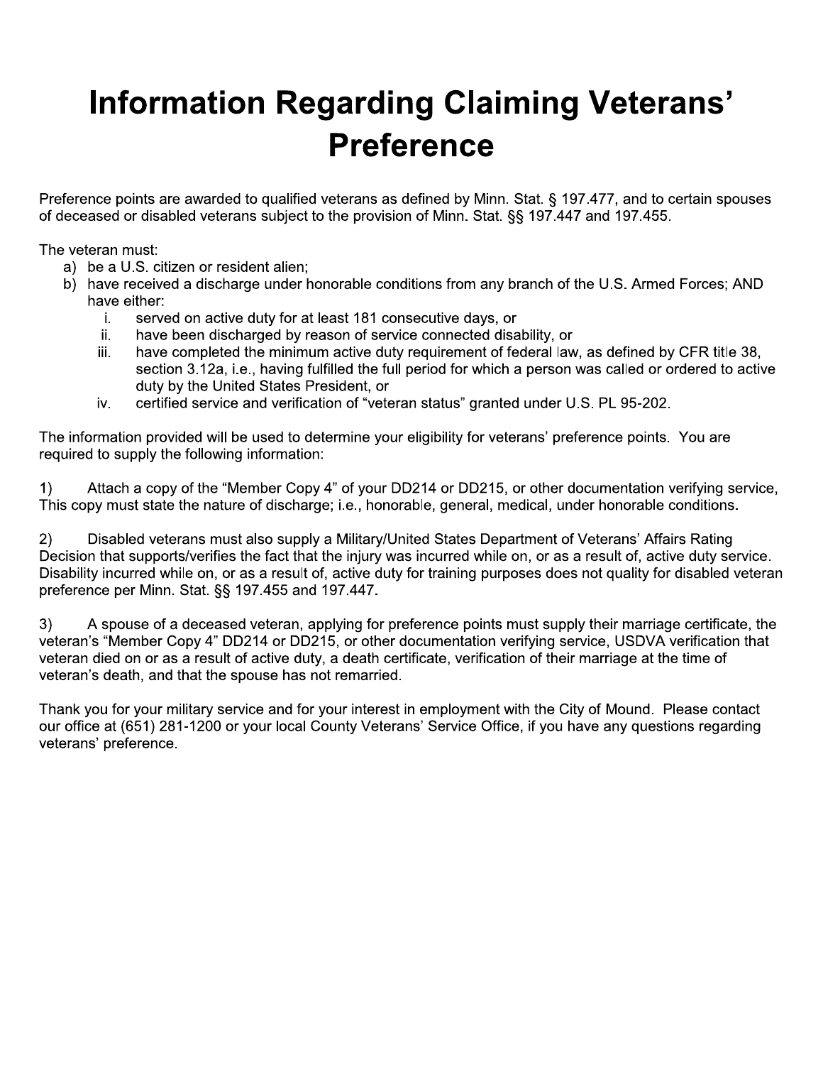# Information Regarding Claiming Veterans' Preference

Preference points are awarded to qualified veterans as defined by Minn. Stat. § 197.477, and to certain spouses of deceased or disabled veterans subject to the provision of Minn. Stat. §§ 197.447 and 197.455.

The veteran must:

a) be a U.S. citizen or resident alien;
b) have received a discharge under honorable conditions from any branch of the U.S. Armed Forces; AND have either:
   i. served on active duty for at least 181 consecutive days, or
   ii. have been discharged by reason of service connected disability, or
   iii. have completed the minimum active duty requirement of federal law, as defined by CFR title 38, section 3.12a, i.e., having fulfilled the full period for which a person was called or ordered to active duty by the United States President, or
   iv. certified service and verification of "veteran status" granted under U.S. PL 95-202.

The information provided will be used to determine your eligibility for veterans' preference points. You are required to supply the following information:

1) Attach a copy of the "Member Copy 4" of your DD214 or DD215, or other documentation verifying service, This copy must state the nature of discharge; i.e., honorable, general, medical, under honorable conditions.

2) Disabled veterans must also supply a Military/United States Department of Veterans' Affairs Rating Decision that supports/verifies the fact that the injury was incurred while on, or as a result of, active duty service. Disability incurred while on, or as a result of, active duty for training purposes does not quality for disabled veteran preference per Minn. Stat. §§ 197.455 and 197.447.

3) A spouse of a deceased veteran, applying for preference points must supply their marriage certificate, the veteran's "Member Copy 4" DD214 or DD215, or other documentation verifying service, USDVA verification that veteran died on or as a result of active duty, a death certificate, verification of their marriage at the time of veteran's death, and that the spouse has not remarried.

Thank you for your military service and for your interest in employment with the City of Mound. Please contact our office at (651) 281-1200 or your local County Veterans' Service Office, if you have any questions regarding veterans' preference.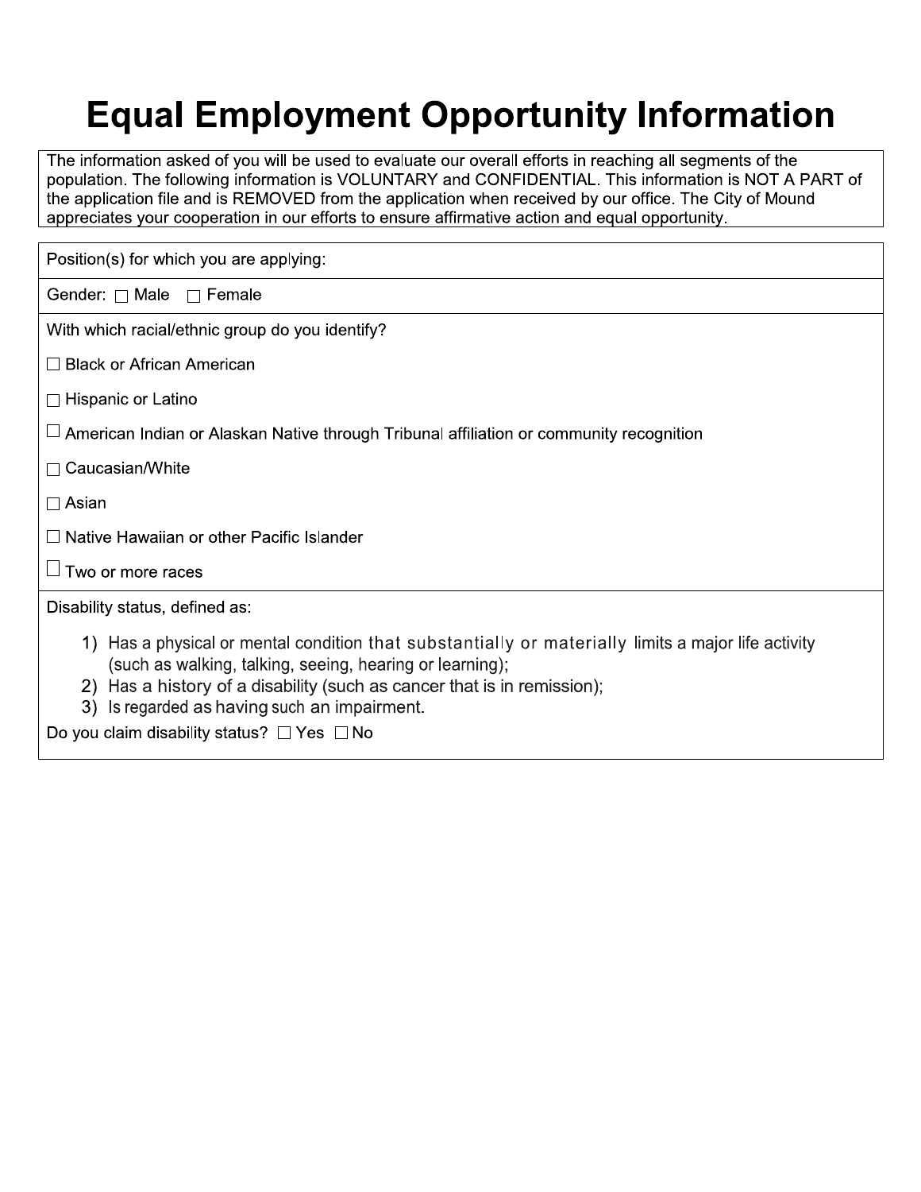# Equal Employment Opportunity Information

The information asked of you will be used to evaluate our overall efforts in reaching all segments of the population. The following information is VOLUNTARY and CONFIDENTIAL. This information is NOT A PART of the application file and is REMOVED from the application when received by our office. The City of Mound appreciates your cooperation in our efforts to ensure affirmative action and equal opportunity.

Position(s) for which you are applying:

Gender: ☐ Male ☐ Female

With which racial/ethnic group do you identify?

☐ Black or African American

☐ Hispanic or Latino

☐ American Indian or Alaskan Native through Tribunal affiliation or community recognition

☐ Caucasian/White

☐ Asian

☐ Native Hawaiian or other Pacific Islander

☐ Two or more races

Disability status, defined as:

1) Has a physical or mental condition that substantially or materially limits a major life activity (such as walking, talking, seeing, hearing or learning);
2) Has a history of a disability (such as cancer that is in remission);
3) Is regarded as having such an impairment.

Do you claim disability status? ☐ Yes ☐ No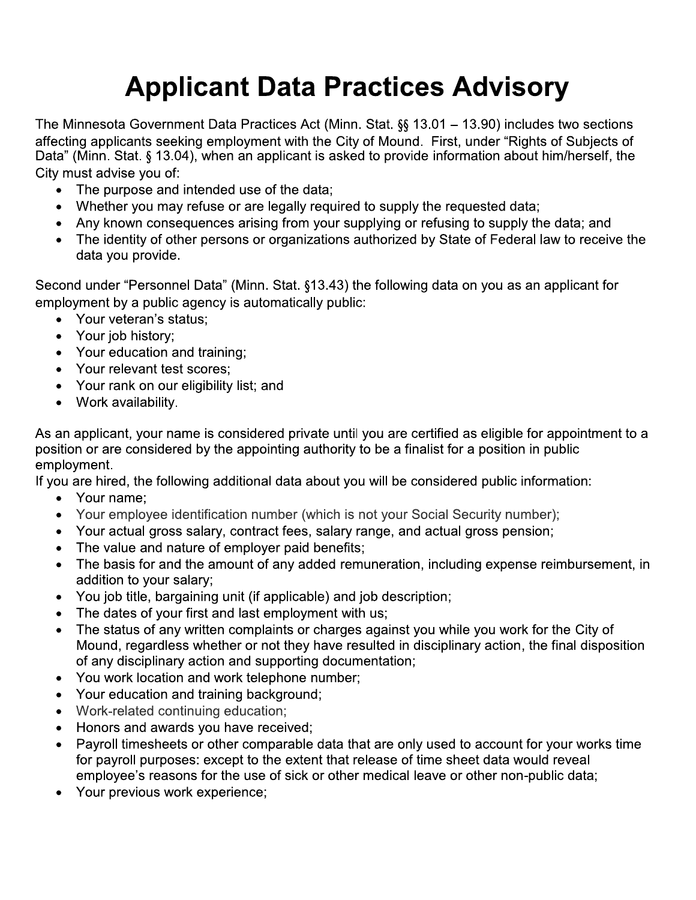# Applicant Data Practices Advisory

The Minnesota Government Data Practices Act (Minn. Stat. §§ 13.01 – 13.90) includes two sections affecting applicants seeking employment with the City of Mound. First, under "Rights of Subjects of Data" (Minn. Stat. § 13.04), when an applicant is asked to provide information about him/herself, the City must advise you of:

- The purpose and intended use of the data;
- Whether you may refuse or are legally required to supply the requested data;
- Any known consequences arising from your supplying or refusing to supply the data; and
- The identity of other persons or organizations authorized by State of Federal law to receive the data you provide.

Second under "Personnel Data" (Minn. Stat. §13.43) the following data on you as an applicant for employment by a public agency is automatically public:

- Your veteran's status;
- Your job history;
- Your education and training;
- Your relevant test scores;
- Your rank on our eligibility list; and
- Work availability.

As an applicant, your name is considered private until you are certified as eligible for appointment to a position or are considered by the appointing authority to be a finalist for a position in public employment.

If you are hired, the following additional data about you will be considered public information:

- Your name;
- Your employee identification number (which is not your Social Security number);
- Your actual gross salary, contract fees, salary range, and actual gross pension;
- The value and nature of employer paid benefits;
- The basis for and the amount of any added remuneration, including expense reimbursement, in addition to your salary;
- You job title, bargaining unit (if applicable) and job description;
- The dates of your first and last employment with us;
- The status of any written complaints or charges against you while you work for the City of Mound, regardless whether or not they have resulted in disciplinary action, the final disposition of any disciplinary action and supporting documentation;
- You work location and work telephone number;
- Your education and training background;
- Work-related continuing education;
- Honors and awards you have received;
- Payroll timesheets or other comparable data that are only used to account for your works time for payroll purposes: except to the extent that release of time sheet data would reveal employee's reasons for the use of sick or other medical leave or other non-public data;
- Your previous work experience;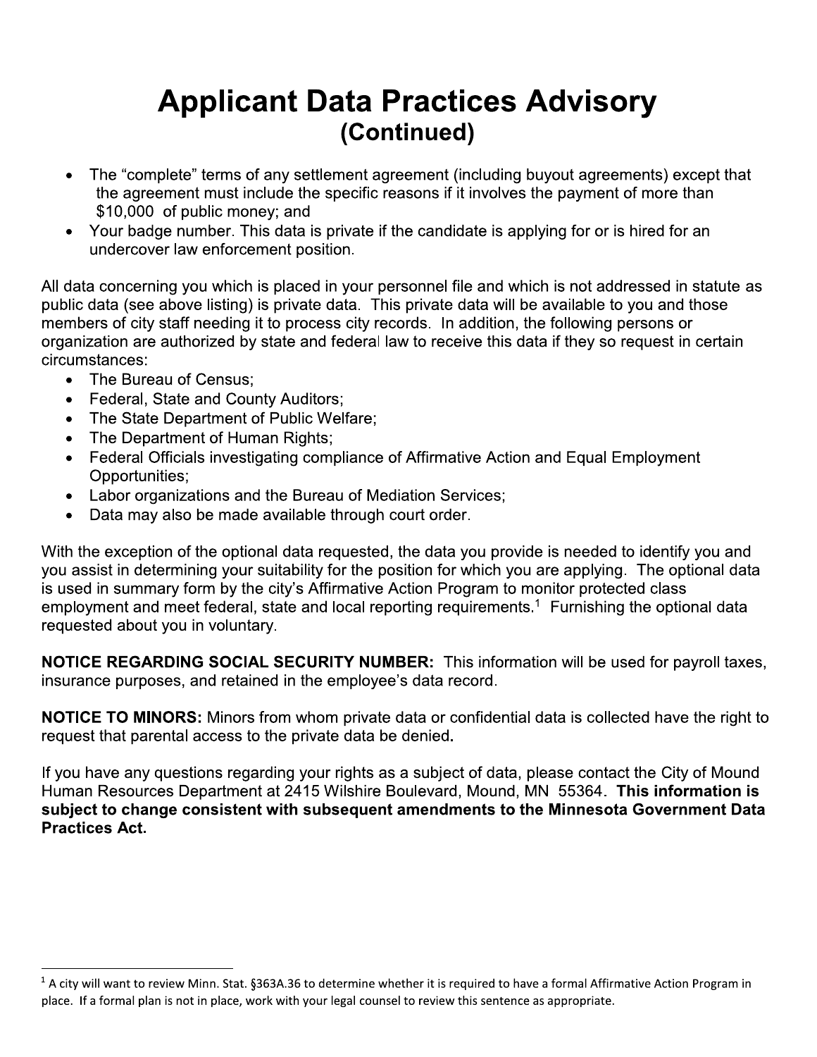# Applicant Data Practices Advisory
## (Continued)

- The "complete" terms of any settlement agreement (including buyout agreements) except that the agreement must include the specific reasons if it involves the payment of more than $10,000 of public money; and
- Your badge number. This data is private if the candidate is applying for or is hired for an undercover law enforcement position.

All data concerning you which is placed in your personnel file and which is not addressed in statute as public data (see above listing) is private data. This private data will be available to you and those members of city staff needing it to process city records. In addition, the following persons or organization are authorized by state and federal law to receive this data if they so request in certain circumstances:

- The Bureau of Census;
- Federal, State and County Auditors;
- The State Department of Public Welfare;
- The Department of Human Rights;
- Federal Officials investigating compliance of Affirmative Action and Equal Employment Opportunities;
- Labor organizations and the Bureau of Mediation Services;
- Data may also be made available through court order.

With the exception of the optional data requested, the data you provide is needed to identify you and you assist in determining your suitability for the position for which you are applying. The optional data is used in summary form by the city's Affirmative Action Program to monitor protected class employment and meet federal, state and local reporting requirements.[1] Furnishing the optional data requested about you in voluntary.

**NOTICE REGARDING SOCIAL SECURITY NUMBER:** This information will be used for payroll taxes, insurance purposes, and retained in the employee's data record.

**NOTICE TO MINORS:** Minors from whom private data or confidential data is collected have the right to request that parental access to the private data be denied.

If you have any questions regarding your rights as a subject of data, please contact the City of Mound Human Resources Department at 2415 Wilshire Boulevard, Mound, MN 55364. **This information is subject to change consistent with subsequent amendments to the Minnesota Government Data Practices Act.**

---

[1] A city will want to review Minn. Stat. §363A.36 to determine whether it is required to have a formal Affirmative Action Program in place. If a formal plan is not in place, work with your legal counsel to review this sentence as appropriate.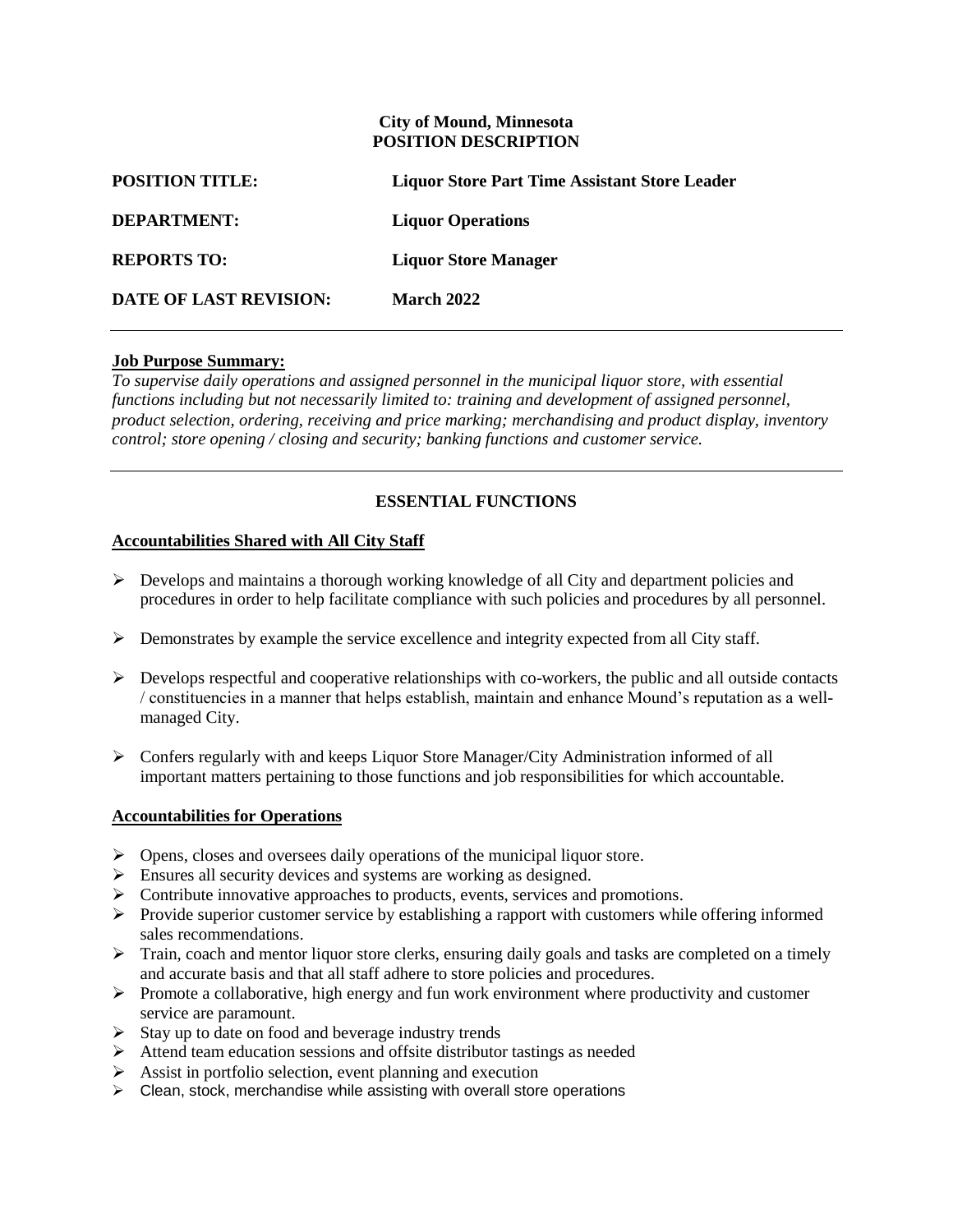**City of Mound, Minnesota**
**POSITION DESCRIPTION**

| | |
|---|---|
| **POSITION TITLE:** | **Liquor Store Part Time Assistant Store Leader** |
| **DEPARTMENT:** | **Liquor Operations** |
| **REPORTS TO:** | **Liquor Store Manager** |
| **DATE OF LAST REVISION:** | **March 2022** |

---

**Job Purpose Summary:**
*To supervise daily operations and assigned personnel in the municipal liquor store, with essential functions including but not necessarily limited to: training and development of assigned personnel, product selection, ordering, receiving and price marking; merchandising and product display, inventory control; store opening / closing and security; banking functions and customer service.*

---

## ESSENTIAL FUNCTIONS

**Accountabilities Shared with All City Staff**

- Develops and maintains a thorough working knowledge of all City and department policies and procedures in order to help facilitate compliance with such policies and procedures by all personnel.
- Demonstrates by example the service excellence and integrity expected from all City staff.
- Develops respectful and cooperative relationships with co-workers, the public and all outside contacts / constituencies in a manner that helps establish, maintain and enhance Mound's reputation as a well-managed City.
- Confers regularly with and keeps Liquor Store Manager/City Administration informed of all important matters pertaining to those functions and job responsibilities for which accountable.

**Accountabilities for Operations**

- Opens, closes and oversees daily operations of the municipal liquor store.
- Ensures all security devices and systems are working as designed.
- Contribute innovative approaches to products, events, services and promotions.
- Provide superior customer service by establishing a rapport with customers while offering informed sales recommendations.
- Train, coach and mentor liquor store clerks, ensuring daily goals and tasks are completed on a timely and accurate basis and that all staff adhere to store policies and procedures.
- Promote a collaborative, high energy and fun work environment where productivity and customer service are paramount.
- Stay up to date on food and beverage industry trends
- Attend team education sessions and offsite distributor tastings as needed
- Assist in portfolio selection, event planning and execution
- Clean, stock, merchandise while assisting with overall store operations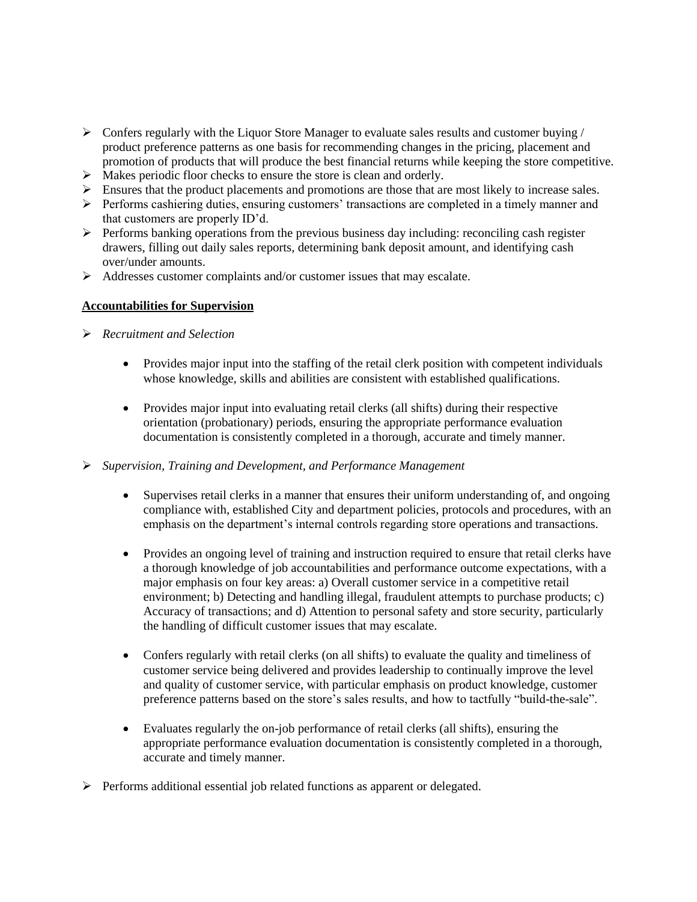- Confers regularly with the Liquor Store Manager to evaluate sales results and customer buying / product preference patterns as one basis for recommending changes in the pricing, placement and promotion of products that will produce the best financial returns while keeping the store competitive.
- Makes periodic floor checks to ensure the store is clean and orderly.
- Ensures that the product placements and promotions are those that are most likely to increase sales.
- Performs cashiering duties, ensuring customers' transactions are completed in a timely manner and that customers are properly ID'd.
- Performs banking operations from the previous business day including: reconciling cash register drawers, filling out daily sales reports, determining bank deposit amount, and identifying cash over/under amounts.
- Addresses customer complaints and/or customer issues that may escalate.

**Accountabilities for Supervision**

- *Recruitment and Selection*
  - Provides major input into the staffing of the retail clerk position with competent individuals whose knowledge, skills and abilities are consistent with established qualifications.
  - Provides major input into evaluating retail clerks (all shifts) during their respective orientation (probationary) periods, ensuring the appropriate performance evaluation documentation is consistently completed in a thorough, accurate and timely manner.
- *Supervision, Training and Development, and Performance Management*
  - Supervises retail clerks in a manner that ensures their uniform understanding of, and ongoing compliance with, established City and department policies, protocols and procedures, with an emphasis on the department's internal controls regarding store operations and transactions.
  - Provides an ongoing level of training and instruction required to ensure that retail clerks have a thorough knowledge of job accountabilities and performance outcome expectations, with a major emphasis on four key areas: a) Overall customer service in a competitive retail environment; b) Detecting and handling illegal, fraudulent attempts to purchase products; c) Accuracy of transactions; and d) Attention to personal safety and store security, particularly the handling of difficult customer issues that may escalate.
  - Confers regularly with retail clerks (on all shifts) to evaluate the quality and timeliness of customer service being delivered and provides leadership to continually improve the level and quality of customer service, with particular emphasis on product knowledge, customer preference patterns based on the store's sales results, and how to tactfully "build-the-sale".
  - Evaluates regularly the on-job performance of retail clerks (all shifts), ensuring the appropriate performance evaluation documentation is consistently completed in a thorough, accurate and timely manner.
- Performs additional essential job related functions as apparent or delegated.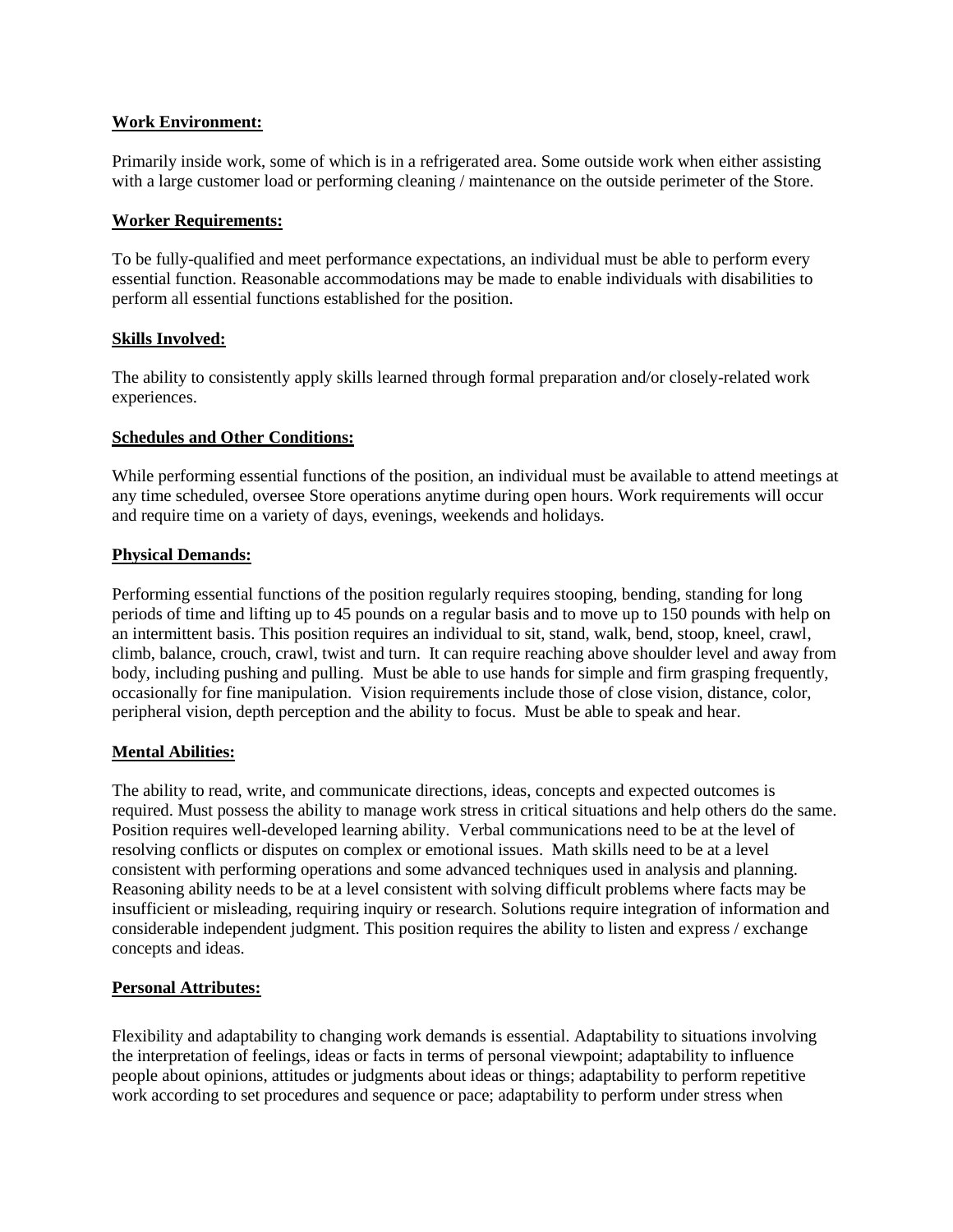**Work Environment:**

Primarily inside work, some of which is in a refrigerated area. Some outside work when either assisting with a large customer load or performing cleaning / maintenance on the outside perimeter of the Store.

**Worker Requirements:**

To be fully-qualified and meet performance expectations, an individual must be able to perform every essential function. Reasonable accommodations may be made to enable individuals with disabilities to perform all essential functions established for the position.

**Skills Involved:**

The ability to consistently apply skills learned through formal preparation and/or closely-related work experiences.

**Schedules and Other Conditions:**

While performing essential functions of the position, an individual must be available to attend meetings at any time scheduled, oversee Store operations anytime during open hours. Work requirements will occur and require time on a variety of days, evenings, weekends and holidays.

**Physical Demands:**

Performing essential functions of the position regularly requires stooping, bending, standing for long periods of time and lifting up to 45 pounds on a regular basis and to move up to 150 pounds with help on an intermittent basis. This position requires an individual to sit, stand, walk, bend, stoop, kneel, crawl, climb, balance, crouch, crawl, twist and turn. It can require reaching above shoulder level and away from body, including pushing and pulling. Must be able to use hands for simple and firm grasping frequently, occasionally for fine manipulation. Vision requirements include those of close vision, distance, color, peripheral vision, depth perception and the ability to focus. Must be able to speak and hear.

**Mental Abilities:**

The ability to read, write, and communicate directions, ideas, concepts and expected outcomes is required. Must possess the ability to manage work stress in critical situations and help others do the same. Position requires well-developed learning ability. Verbal communications need to be at the level of resolving conflicts or disputes on complex or emotional issues. Math skills need to be at a level consistent with performing operations and some advanced techniques used in analysis and planning. Reasoning ability needs to be at a level consistent with solving difficult problems where facts may be insufficient or misleading, requiring inquiry or research. Solutions require integration of information and considerable independent judgment. This position requires the ability to listen and express / exchange concepts and ideas.

**Personal Attributes:**

Flexibility and adaptability to changing work demands is essential. Adaptability to situations involving the interpretation of feelings, ideas or facts in terms of personal viewpoint; adaptability to influence people about opinions, attitudes or judgments about ideas or things; adaptability to perform repetitive work according to set procedures and sequence or pace; adaptability to perform under stress when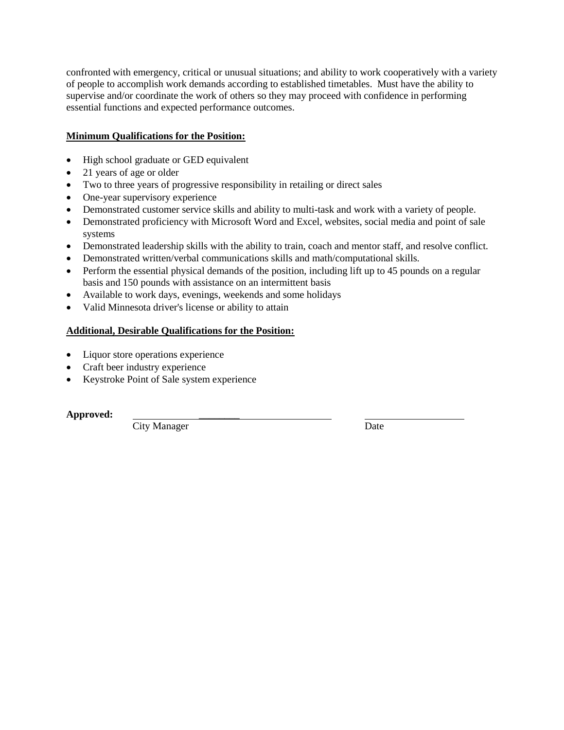confronted with emergency, critical or unusual situations; and ability to work cooperatively with a variety of people to accomplish work demands according to established timetables. Must have the ability to supervise and/or coordinate the work of others so they may proceed with confidence in performing essential functions and expected performance outcomes.

**Minimum Qualifications for the Position:**

- High school graduate or GED equivalent
- 21 years of age or older
- Two to three years of progressive responsibility in retailing or direct sales
- One-year supervisory experience
- Demonstrated customer service skills and ability to multi-task and work with a variety of people.
- Demonstrated proficiency with Microsoft Word and Excel, websites, social media and point of sale systems
- Demonstrated leadership skills with the ability to train, coach and mentor staff, and resolve conflict.
- Demonstrated written/verbal communications skills and math/computational skills.
- Perform the essential physical demands of the position, including lift up to 45 pounds on a regular basis and 150 pounds with assistance on an intermittent basis
- Available to work days, evenings, weekends and some holidays
- Valid Minnesota driver's license or ability to attain

**Additional, Desirable Qualifications for the Position:**

- Liquor store operations experience
- Craft beer industry experience
- Keystroke Point of Sale system experience

**Approved:** ______________________________ ____________________

City Manager Date